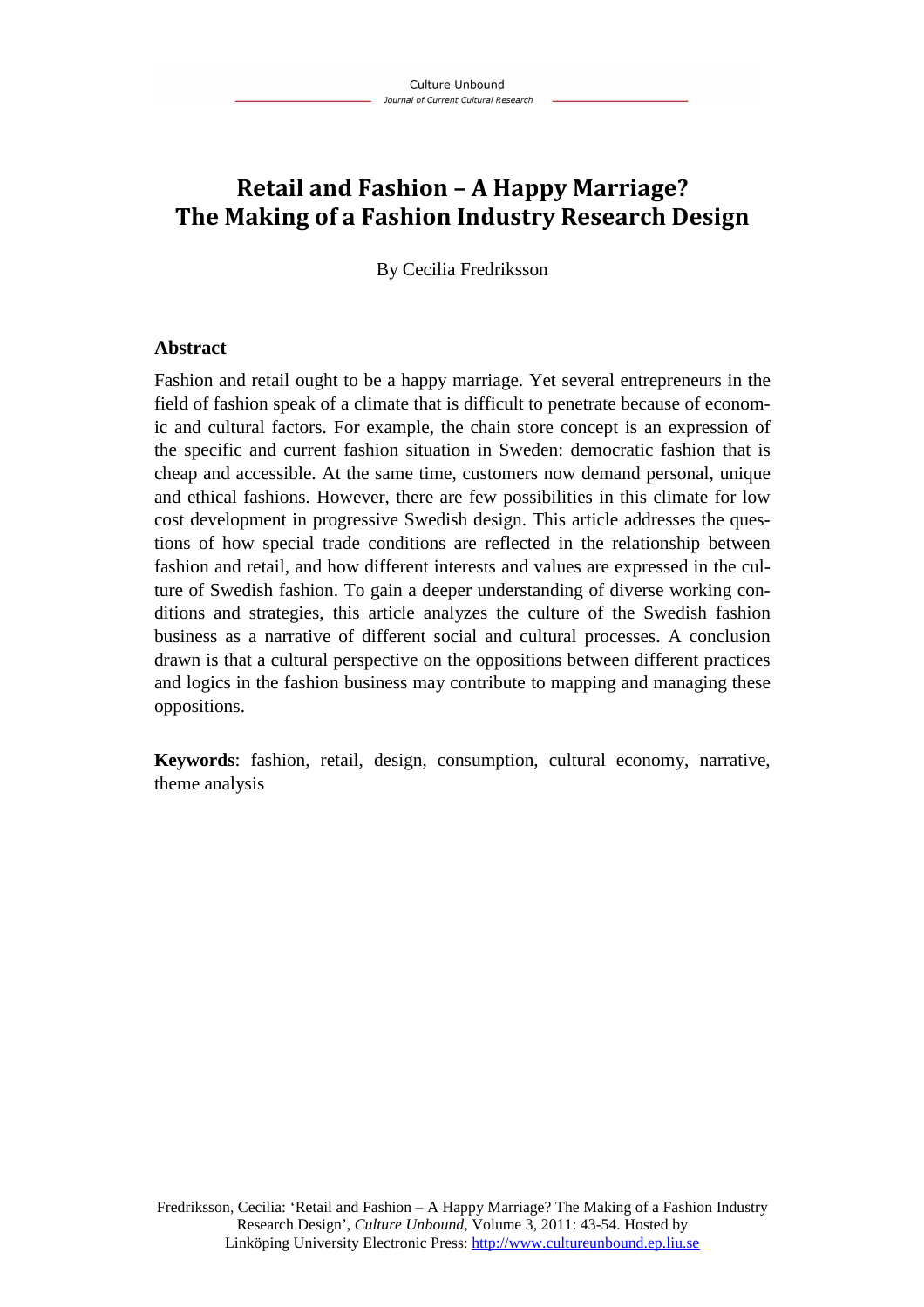# Retail and Fashion – A Happy Marriage?
# The Making of a Fashion Industry Research Design

By Cecilia Fredriksson

## Abstract

Fashion and retail ought to be a happy marriage. Yet several entrepreneurs in the field of fashion speak of a climate that is difficult to penetrate because of economic and cultural factors. For example, the chain store concept is an expression of the specific and current fashion situation in Sweden: democratic fashion that is cheap and accessible. At the same time, customers now demand personal, unique and ethical fashions. However, there are few possibilities in this climate for low cost development in progressive Swedish design. This article addresses the questions of how special trade conditions are reflected in the relationship between fashion and retail, and how different interests and values are expressed in the culture of Swedish fashion. To gain a deeper understanding of diverse working conditions and strategies, this article analyzes the culture of the Swedish fashion business as a narrative of different social and cultural processes. A conclusion drawn is that a cultural perspective on the oppositions between different practices and logics in the fashion business may contribute to mapping and managing these oppositions.

**Keywords**: fashion, retail, design, consumption, cultural economy, narrative, theme analysis

Fredriksson, Cecilia: 'Retail and Fashion – A Happy Marriage? The Making of a Fashion Industry Research Design', *Culture Unbound*, Volume 3, 2011: 43-54. Hosted by Linköping University Electronic Press: http://www.cultureunbound.ep.liu.se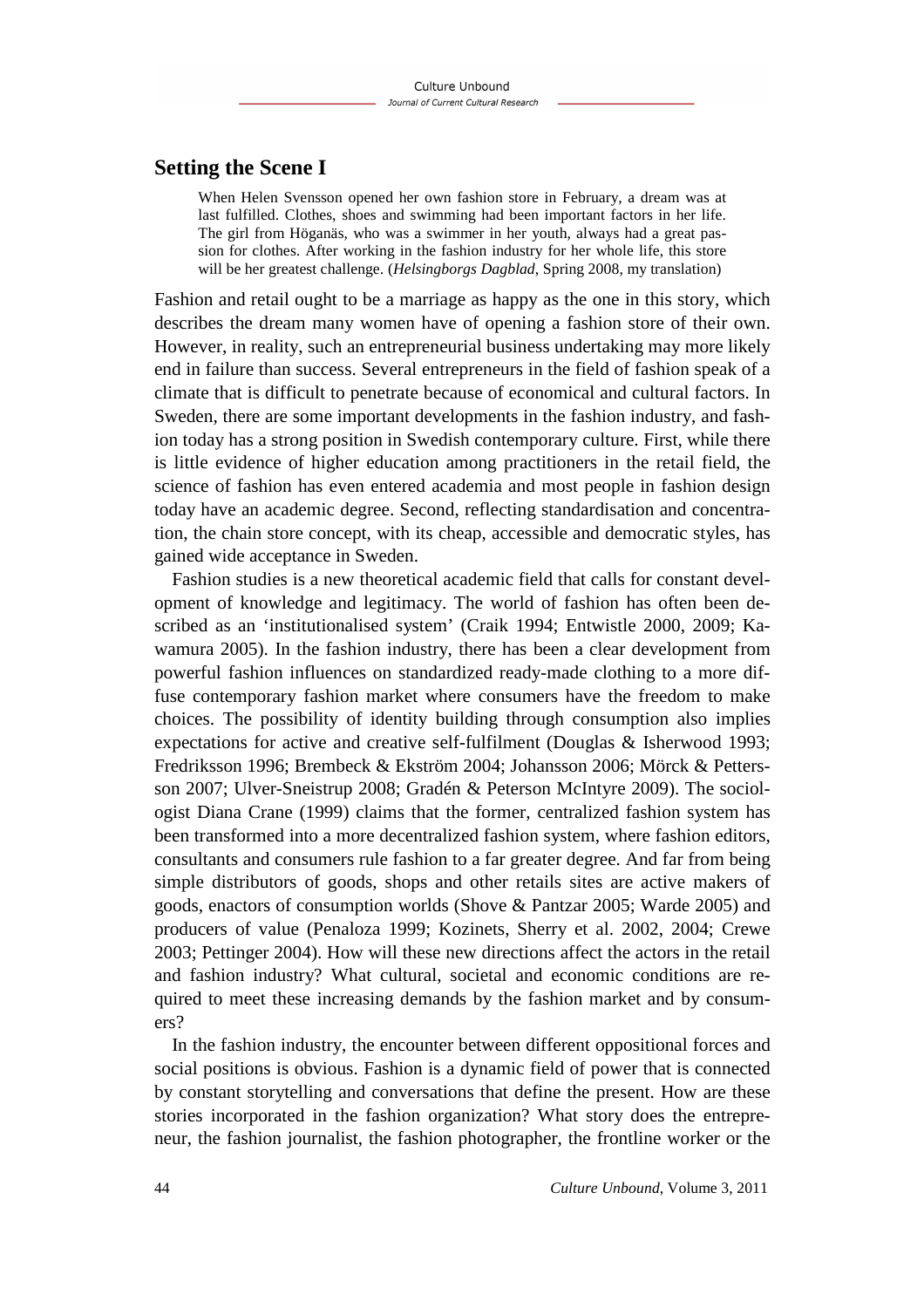## Setting the Scene I

> When Helen Svensson opened her own fashion store in February, a dream was at last fulfilled. Clothes, shoes and swimming had been important factors in her life. The girl from Höganäs, who was a swimmer in her youth, always had a great passion for clothes. After working in the fashion industry for her whole life, this store will be her greatest challenge. (*Helsingborgs Dagblad*, Spring 2008, my translation)

Fashion and retail ought to be a marriage as happy as the one in this story, which describes the dream many women have of opening a fashion store of their own. However, in reality, such an entrepreneurial business undertaking may more likely end in failure than success. Several entrepreneurs in the field of fashion speak of a climate that is difficult to penetrate because of economical and cultural factors. In Sweden, there are some important developments in the fashion industry, and fashion today has a strong position in Swedish contemporary culture. First, while there is little evidence of higher education among practitioners in the retail field, the science of fashion has even entered academia and most people in fashion design today have an academic degree. Second, reflecting standardisation and concentration, the chain store concept, with its cheap, accessible and democratic styles, has gained wide acceptance in Sweden.

Fashion studies is a new theoretical academic field that calls for constant development of knowledge and legitimacy. The world of fashion has often been described as an 'institutionalised system' (Craik 1994; Entwistle 2000, 2009; Kawamura 2005). In the fashion industry, there has been a clear development from powerful fashion influences on standardized ready-made clothing to a more diffuse contemporary fashion market where consumers have the freedom to make choices. The possibility of identity building through consumption also implies expectations for active and creative self-fulfilment (Douglas & Isherwood 1993; Fredriksson 1996; Brembeck & Ekström 2004; Johansson 2006; Mörck & Pettersson 2007; Ulver-Sneistrup 2008; Gradén & Peterson McIntyre 2009). The sociologist Diana Crane (1999) claims that the former, centralized fashion system has been transformed into a more decentralized fashion system, where fashion editors, consultants and consumers rule fashion to a far greater degree. And far from being simple distributors of goods, shops and other retails sites are active makers of goods, enactors of consumption worlds (Shove & Pantzar 2005; Warde 2005) and producers of value (Penaloza 1999; Kozinets, Sherry et al. 2002, 2004; Crewe 2003; Pettinger 2004). How will these new directions affect the actors in the retail and fashion industry? What cultural, societal and economic conditions are required to meet these increasing demands by the fashion market and by consumers?

In the fashion industry, the encounter between different oppositional forces and social positions is obvious. Fashion is a dynamic field of power that is connected by constant storytelling and conversations that define the present. How are these stories incorporated in the fashion organization? What story does the entrepreneur, the fashion journalist, the fashion photographer, the frontline worker or the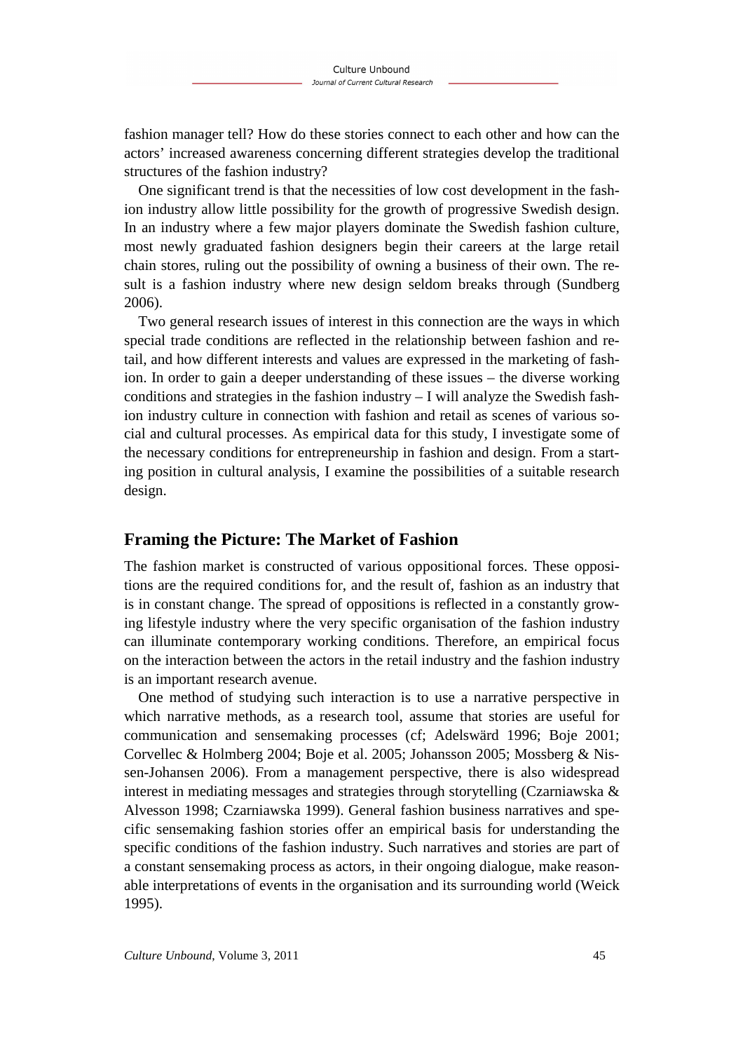fashion manager tell? How do these stories connect to each other and how can the actors' increased awareness concerning different strategies develop the traditional structures of the fashion industry?

One significant trend is that the necessities of low cost development in the fashion industry allow little possibility for the growth of progressive Swedish design. In an industry where a few major players dominate the Swedish fashion culture, most newly graduated fashion designers begin their careers at the large retail chain stores, ruling out the possibility of owning a business of their own. The result is a fashion industry where new design seldom breaks through (Sundberg 2006).

Two general research issues of interest in this connection are the ways in which special trade conditions are reflected in the relationship between fashion and retail, and how different interests and values are expressed in the marketing of fashion. In order to gain a deeper understanding of these issues – the diverse working conditions and strategies in the fashion industry – I will analyze the Swedish fashion industry culture in connection with fashion and retail as scenes of various social and cultural processes. As empirical data for this study, I investigate some of the necessary conditions for entrepreneurship in fashion and design. From a starting position in cultural analysis, I examine the possibilities of a suitable research design.

## Framing the Picture: The Market of Fashion

The fashion market is constructed of various oppositional forces. These oppositions are the required conditions for, and the result of, fashion as an industry that is in constant change. The spread of oppositions is reflected in a constantly growing lifestyle industry where the very specific organisation of the fashion industry can illuminate contemporary working conditions. Therefore, an empirical focus on the interaction between the actors in the retail industry and the fashion industry is an important research avenue.

One method of studying such interaction is to use a narrative perspective in which narrative methods, as a research tool, assume that stories are useful for communication and sensemaking processes (cf; Adelswärd 1996; Boje 2001; Corvellec & Holmberg 2004; Boje et al. 2005; Johansson 2005; Mossberg & Nissen-Johansen 2006). From a management perspective, there is also widespread interest in mediating messages and strategies through storytelling (Czarniawska & Alvesson 1998; Czarniawska 1999). General fashion business narratives and specific sensemaking fashion stories offer an empirical basis for understanding the specific conditions of the fashion industry. Such narratives and stories are part of a constant sensemaking process as actors, in their ongoing dialogue, make reasonable interpretations of events in the organisation and its surrounding world (Weick 1995).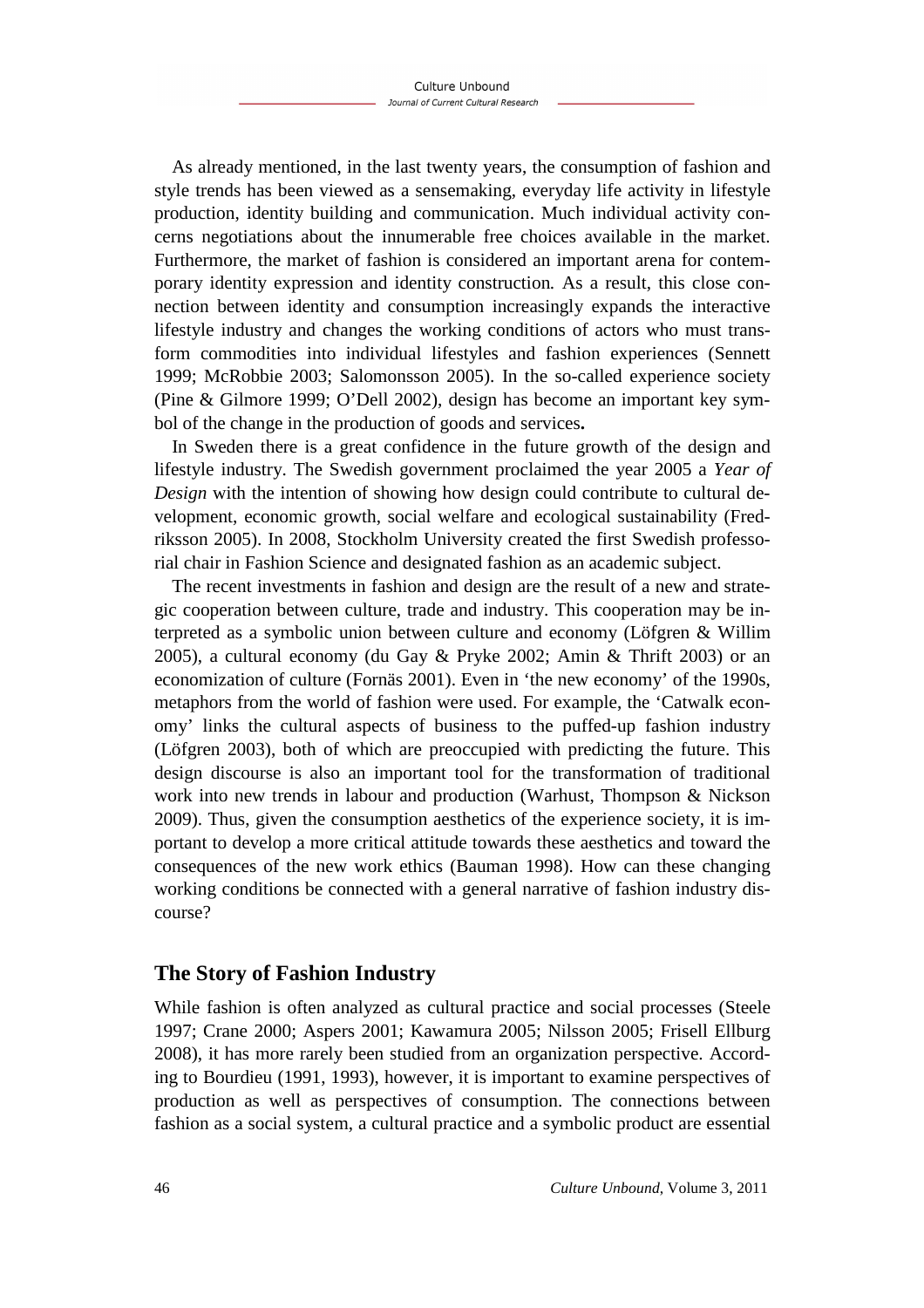As already mentioned, in the last twenty years, the consumption of fashion and style trends has been viewed as a sensemaking, everyday life activity in lifestyle production, identity building and communication. Much individual activity concerns negotiations about the innumerable free choices available in the market. Furthermore, the market of fashion is considered an important arena for contemporary identity expression and identity construction. As a result, this close connection between identity and consumption increasingly expands the interactive lifestyle industry and changes the working conditions of actors who must transform commodities into individual lifestyles and fashion experiences (Sennett 1999; McRobbie 2003; Salomonsson 2005). In the so-called experience society (Pine & Gilmore 1999; O'Dell 2002), design has become an important key symbol of the change in the production of goods and services**.**

In Sweden there is a great confidence in the future growth of the design and lifestyle industry. The Swedish government proclaimed the year 2005 a *Year of Design* with the intention of showing how design could contribute to cultural development, economic growth, social welfare and ecological sustainability (Fredriksson 2005). In 2008, Stockholm University created the first Swedish professorial chair in Fashion Science and designated fashion as an academic subject.

The recent investments in fashion and design are the result of a new and strategic cooperation between culture, trade and industry. This cooperation may be interpreted as a symbolic union between culture and economy (Löfgren & Willim 2005), a cultural economy (du Gay & Pryke 2002; Amin & Thrift 2003) or an economization of culture (Fornäs 2001). Even in 'the new economy' of the 1990s, metaphors from the world of fashion were used. For example, the 'Catwalk economy' links the cultural aspects of business to the puffed-up fashion industry (Löfgren 2003), both of which are preoccupied with predicting the future. This design discourse is also an important tool for the transformation of traditional work into new trends in labour and production (Warhust, Thompson & Nickson 2009). Thus, given the consumption aesthetics of the experience society, it is important to develop a more critical attitude towards these aesthetics and toward the consequences of the new work ethics (Bauman 1998). How can these changing working conditions be connected with a general narrative of fashion industry discourse?

## The Story of Fashion Industry

While fashion is often analyzed as cultural practice and social processes (Steele 1997; Crane 2000; Aspers 2001; Kawamura 2005; Nilsson 2005; Frisell Ellburg 2008), it has more rarely been studied from an organization perspective. According to Bourdieu (1991, 1993), however, it is important to examine perspectives of production as well as perspectives of consumption. The connections between fashion as a social system, a cultural practice and a symbolic product are essential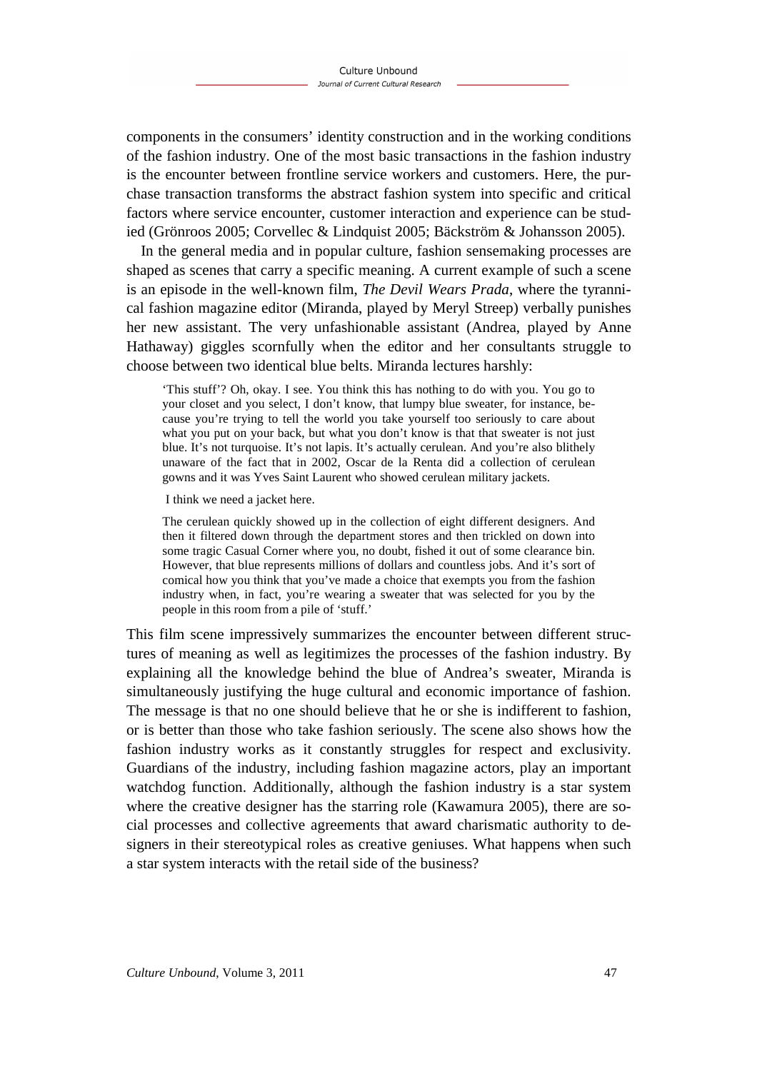components in the consumers' identity construction and in the working conditions of the fashion industry. One of the most basic transactions in the fashion industry is the encounter between frontline service workers and customers. Here, the purchase transaction transforms the abstract fashion system into specific and critical factors where service encounter, customer interaction and experience can be studied (Grönroos 2005; Corvellec & Lindquist 2005; Bäckström & Johansson 2005).

In the general media and in popular culture, fashion sensemaking processes are shaped as scenes that carry a specific meaning. A current example of such a scene is an episode in the well-known film, *The Devil Wears Prada*, where the tyrannical fashion magazine editor (Miranda, played by Meryl Streep) verbally punishes her new assistant. The very unfashionable assistant (Andrea, played by Anne Hathaway) giggles scornfully when the editor and her consultants struggle to choose between two identical blue belts. Miranda lectures harshly:

> 'This stuff'? Oh, okay. I see. You think this has nothing to do with you. You go to your closet and you select, I don't know, that lumpy blue sweater, for instance, because you're trying to tell the world you take yourself too seriously to care about what you put on your back, but what you don't know is that that sweater is not just blue. It's not turquoise. It's not lapis. It's actually cerulean. And you're also blithely unaware of the fact that in 2002, Oscar de la Renta did a collection of cerulean gowns and it was Yves Saint Laurent who showed cerulean military jackets.
>
> I think we need a jacket here.
>
> The cerulean quickly showed up in the collection of eight different designers. And then it filtered down through the department stores and then trickled on down into some tragic Casual Corner where you, no doubt, fished it out of some clearance bin. However, that blue represents millions of dollars and countless jobs. And it's sort of comical how you think that you've made a choice that exempts you from the fashion industry when, in fact, you're wearing a sweater that was selected for you by the people in this room from a pile of 'stuff.'

This film scene impressively summarizes the encounter between different structures of meaning as well as legitimizes the processes of the fashion industry. By explaining all the knowledge behind the blue of Andrea's sweater, Miranda is simultaneously justifying the huge cultural and economic importance of fashion. The message is that no one should believe that he or she is indifferent to fashion, or is better than those who take fashion seriously. The scene also shows how the fashion industry works as it constantly struggles for respect and exclusivity. Guardians of the industry, including fashion magazine actors, play an important watchdog function. Additionally, although the fashion industry is a star system where the creative designer has the starring role (Kawamura 2005), there are social processes and collective agreements that award charismatic authority to designers in their stereotypical roles as creative geniuses. What happens when such a star system interacts with the retail side of the business?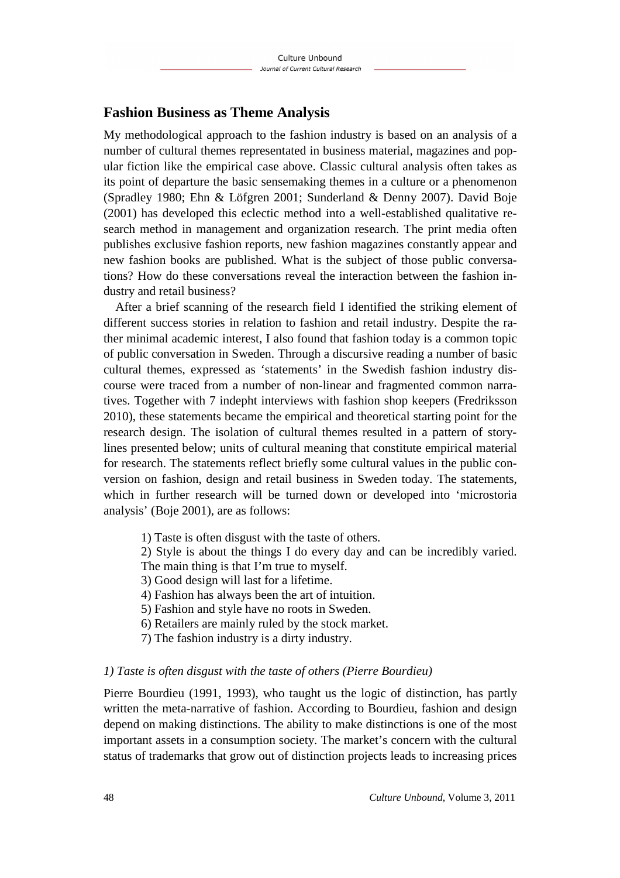## Fashion Business as Theme Analysis

My methodological approach to the fashion industry is based on an analysis of a number of cultural themes representated in business material, magazines and popular fiction like the empirical case above. Classic cultural analysis often takes as its point of departure the basic sensemaking themes in a culture or a phenomenon (Spradley 1980; Ehn & Löfgren 2001; Sunderland & Denny 2007). David Boje (2001) has developed this eclectic method into a well-established qualitative research method in management and organization research. The print media often publishes exclusive fashion reports, new fashion magazines constantly appear and new fashion books are published. What is the subject of those public conversations? How do these conversations reveal the interaction between the fashion industry and retail business?

After a brief scanning of the research field I identified the striking element of different success stories in relation to fashion and retail industry. Despite the rather minimal academic interest, I also found that fashion today is a common topic of public conversation in Sweden. Through a discursive reading a number of basic cultural themes, expressed as 'statements' in the Swedish fashion industry discourse were traced from a number of non-linear and fragmented common narratives. Together with 7 indepht interviews with fashion shop keepers (Fredriksson 2010), these statements became the empirical and theoretical starting point for the research design. The isolation of cultural themes resulted in a pattern of storylines presented below; units of cultural meaning that constitute empirical material for research. The statements reflect briefly some cultural values in the public conversion on fashion, design and retail business in Sweden today. The statements, which in further research will be turned down or developed into 'microstoria analysis' (Boje 2001), are as follows:

1) Taste is often disgust with the taste of others.
2) Style is about the things I do every day and can be incredibly varied. The main thing is that I'm true to myself.
3) Good design will last for a lifetime.
4) Fashion has always been the art of intuition.
5) Fashion and style have no roots in Sweden.
6) Retailers are mainly ruled by the stock market.
7) The fashion industry is a dirty industry.

### *1) Taste is often disgust with the taste of others (Pierre Bourdieu)*

Pierre Bourdieu (1991, 1993), who taught us the logic of distinction, has partly written the meta-narrative of fashion. According to Bourdieu, fashion and design depend on making distinctions. The ability to make distinctions is one of the most important assets in a consumption society. The market's concern with the cultural status of trademarks that grow out of distinction projects leads to increasing prices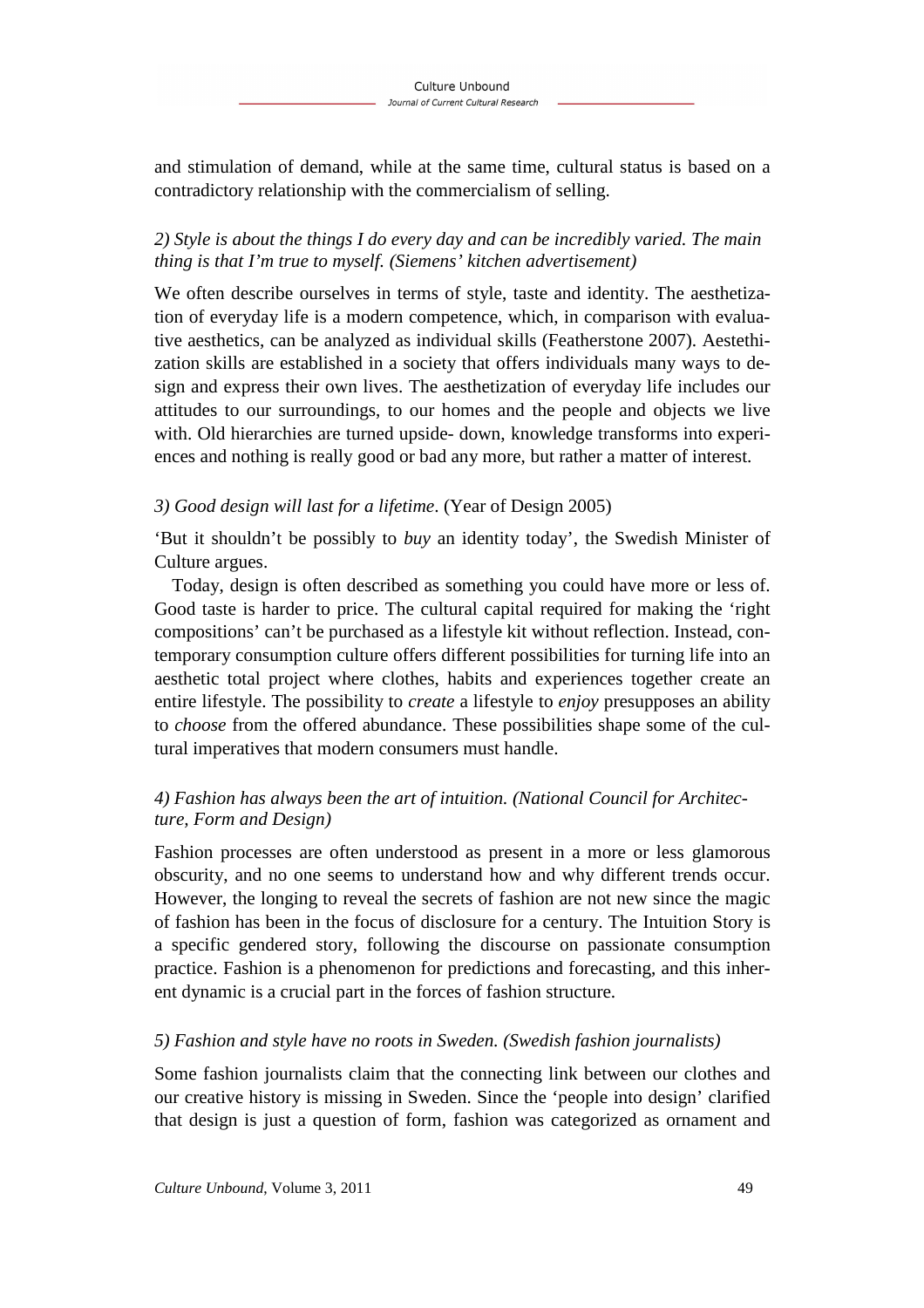and stimulation of demand, while at the same time, cultural status is based on a contradictory relationship with the commercialism of selling.

*2) Style is about the things I do every day and can be incredibly varied. The main thing is that I'm true to myself. (Siemens' kitchen advertisement)*

We often describe ourselves in terms of style, taste and identity. The aesthetization of everyday life is a modern competence, which, in comparison with evaluative aesthetics, can be analyzed as individual skills (Featherstone 2007). Aestethization skills are established in a society that offers individuals many ways to design and express their own lives. The aesthetization of everyday life includes our attitudes to our surroundings, to our homes and the people and objects we live with. Old hierarchies are turned upside- down, knowledge transforms into experiences and nothing is really good or bad any more, but rather a matter of interest.

*3) Good design will last for a lifetime*. (Year of Design 2005)

'But it shouldn't be possibly to *buy* an identity today', the Swedish Minister of Culture argues.

Today, design is often described as something you could have more or less of. Good taste is harder to price. The cultural capital required for making the 'right compositions' can't be purchased as a lifestyle kit without reflection. Instead, contemporary consumption culture offers different possibilities for turning life into an aesthetic total project where clothes, habits and experiences together create an entire lifestyle. The possibility to *create* a lifestyle to *enjoy* presupposes an ability to *choose* from the offered abundance. These possibilities shape some of the cultural imperatives that modern consumers must handle.

*4) Fashion has always been the art of intuition. (National Council for Architecture, Form and Design)*

Fashion processes are often understood as present in a more or less glamorous obscurity, and no one seems to understand how and why different trends occur. However, the longing to reveal the secrets of fashion are not new since the magic of fashion has been in the focus of disclosure for a century. The Intuition Story is a specific gendered story, following the discourse on passionate consumption practice. Fashion is a phenomenon for predictions and forecasting, and this inherent dynamic is a crucial part in the forces of fashion structure.

*5) Fashion and style have no roots in Sweden. (Swedish fashion journalists)*

Some fashion journalists claim that the connecting link between our clothes and our creative history is missing in Sweden. Since the 'people into design' clarified that design is just a question of form, fashion was categorized as ornament and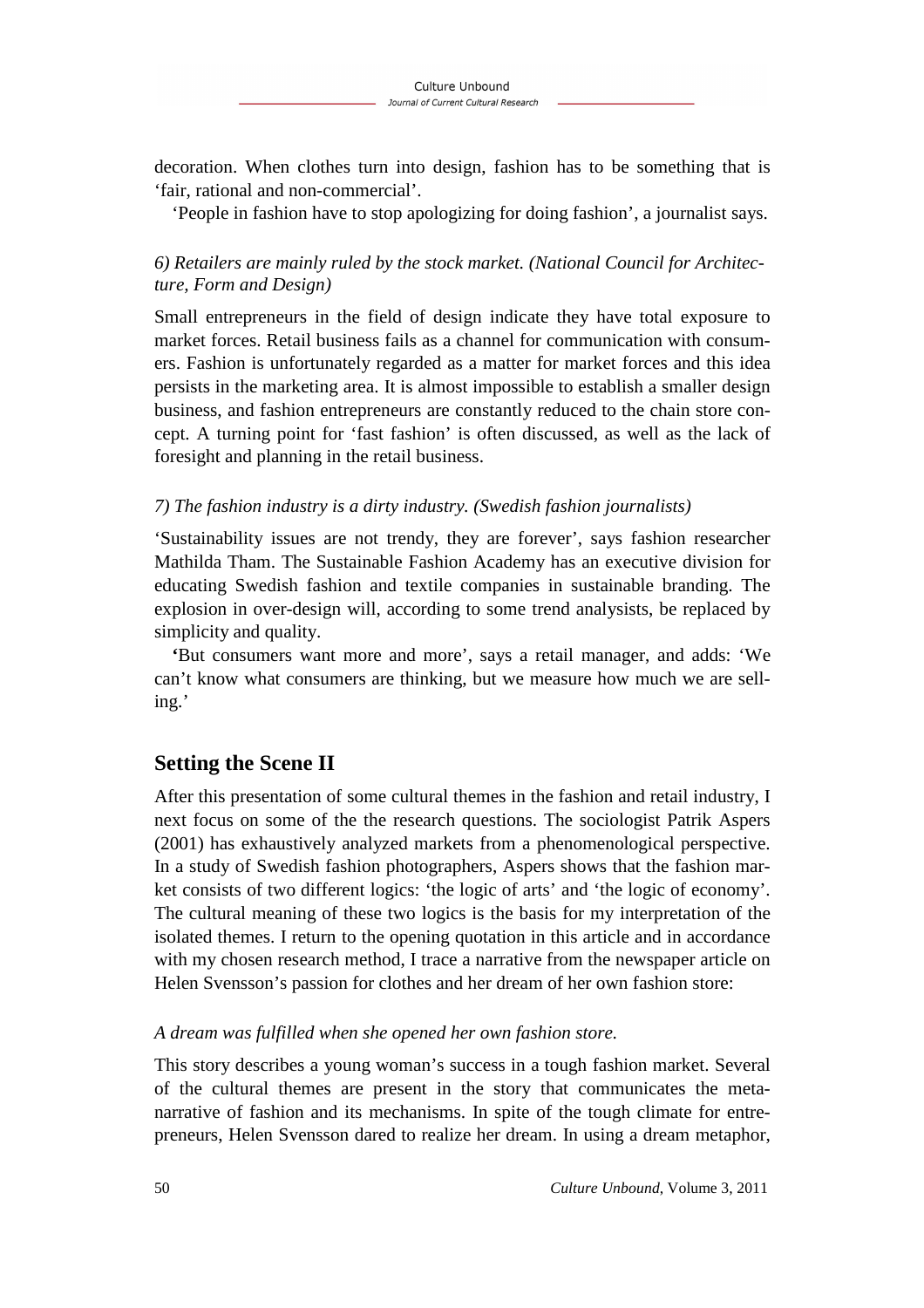decoration. When clothes turn into design, fashion has to be something that is 'fair, rational and non-commercial'.

'People in fashion have to stop apologizing for doing fashion', a journalist says.

*6) Retailers are mainly ruled by the stock market. (National Council for Architecture, Form and Design)*

Small entrepreneurs in the field of design indicate they have total exposure to market forces. Retail business fails as a channel for communication with consumers. Fashion is unfortunately regarded as a matter for market forces and this idea persists in the marketing area. It is almost impossible to establish a smaller design business, and fashion entrepreneurs are constantly reduced to the chain store concept. A turning point for 'fast fashion' is often discussed, as well the lack of foresight and planning in the retail business.

*7) The fashion industry is a dirty industry. (Swedish fashion journalists)*

'Sustainability issues are not trendy, they are forever', says fashion researcher Mathilda Tham. The Sustainable Fashion Academy has an executive division for educating Swedish fashion and textile companies in sustainable branding. The explosion in over-design will, according to some trend analysists, be replaced by simplicity and quality.

'But consumers want more and more', says a retail manager, and adds: 'We can't know what consumers are thinking, but we measure how much we are selling.'

## Setting the Scene II

After this presentation of some cultural themes in the fashion and retail industry, I next focus on some of the the research questions. The sociologist Patrik Aspers (2001) has exhaustively analyzed markets from a phenomenological perspective. In a study of Swedish fashion photographers, Aspers shows that the fashion market consists of two different logics: 'the logic of arts' and 'the logic of economy'. The cultural meaning of these two logics is the basis for my interpretation of the isolated themes. I return to the opening quotation in this article and in accordance with my chosen research method, I trace a narrative from the newspaper article on Helen Svensson's passion for clothes and her dream of her own fashion store:

*A dream was fulfilled when she opened her own fashion store.*

This story describes a young woman's success in a tough fashion market. Several of the cultural themes are present in the story that communicates the meta-narrative of fashion and its mechanisms. In spite of the tough climate for entrepreneurs, Helen Svensson dared to realize her dream. In using a dream metaphor,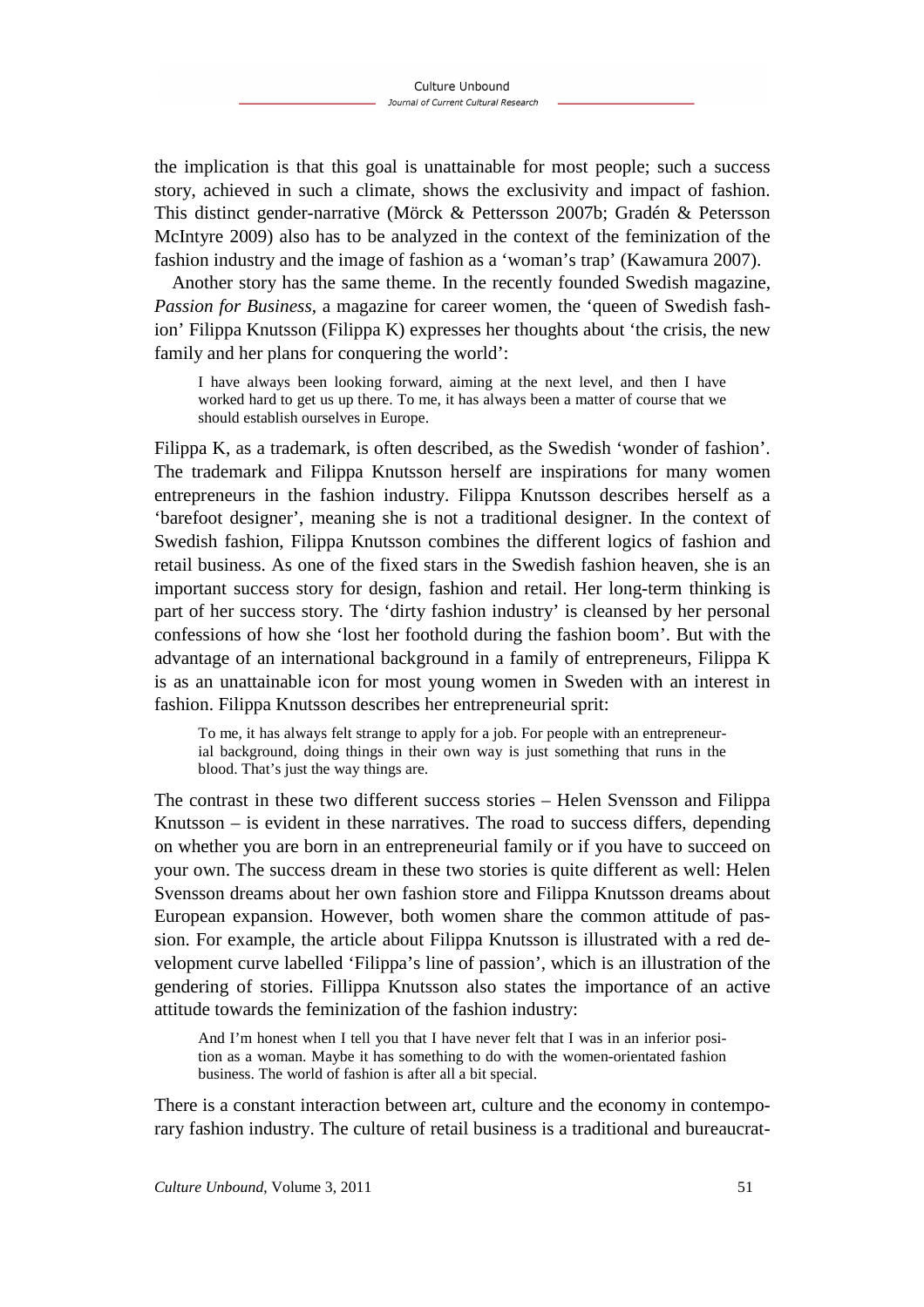the implication is that this goal is unattainable for most people; such a success story, achieved in such a climate, shows the exclusivity and impact of fashion. This distinct gender-narrative (Mörck & Pettersson 2007b; Gradén & Petersson McIntyre 2009) also has to be analyzed in the context of the feminization of the fashion industry and the image of fashion as a 'woman's trap' (Kawamura 2007).

Another story has the same theme. In the recently founded Swedish magazine, *Passion for Business*, a magazine for career women, the 'queen of Swedish fashion' Filippa Knutsson (Filippa K) expresses her thoughts about 'the crisis, the new family and her plans for conquering the world':

> I have always been looking forward, aiming at the next level, and then I have worked hard to get us up there. To me, it has always been a matter of course that we should establish ourselves in Europe.

Filippa K, as a trademark, is often described, as the Swedish 'wonder of fashion'. The trademark and Filippa Knutsson herself are inspirations for many women entrepreneurs in the fashion industry. Filippa Knutsson describes herself as a 'barefoot designer', meaning she is not a traditional designer. In the context of Swedish fashion, Filippa Knutsson combines the different logics of fashion and retail business. As one of the fixed stars in the Swedish fashion heaven, she is an important success story for design, fashion and retail. Her long-term thinking is part of her success story. The 'dirty fashion industry' is cleansed by her personal confessions of how she 'lost her foothold during the fashion boom'. But with the advantage of an international background in a family of entrepreneurs, Filippa K is as an unattainable icon for most young women in Sweden with an interest in fashion. Filippa Knutsson describes her entrepreneurial sprit:

> To me, it has always felt strange to apply for a job. For people with an entrepreneurial background, doing things in their own way is just something that runs in the blood. That's just the way things are.

The contrast in these two different success stories – Helen Svensson and Filippa Knutsson – is evident in these narratives. The road to success differs, depending on whether you are born in an entrepreneurial family or if you have to succeed on your own. The success dream in these two stories is quite different as well: Helen Svensson dreams about her own fashion store and Filippa Knutsson dreams about European expansion. However, both women share the common attitude of passion. For example, the article about Filippa Knutsson is illustrated with a red development curve labelled 'Filippa's line of passion', which is an illustration of the gendering of stories. Fillippa Knutsson also states the importance of an active attitude towards the feminization of the fashion industry:

> And I'm honest when I tell you that I have never felt that I was in an inferior position as a woman. Maybe it has something to do with the women-orientated fashion business. The world of fashion is after all a bit special.

There is a constant interaction between art, culture and the economy in contemporary fashion industry. The culture of retail business is a traditional and bureaucrat-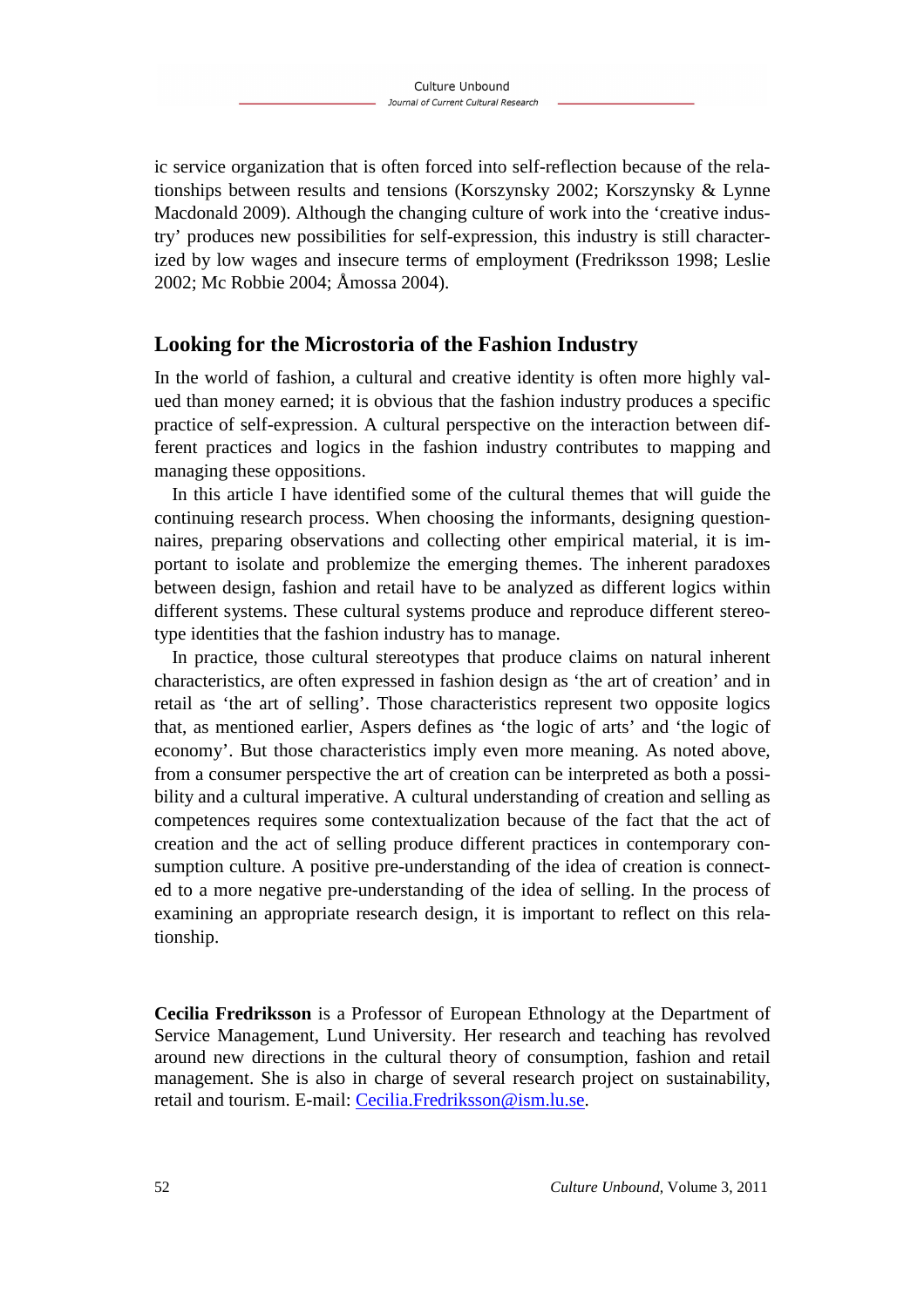ic service organization that is often forced into self-reflection because of the relationships between results and tensions (Korszynsky 2002; Korszynsky & Lynne Macdonald 2009). Although the changing culture of work into the 'creative industry' produces new possibilities for self-expression, this industry is still characterized by low wages and insecure terms of employment (Fredriksson 1998; Leslie 2002; Mc Robbie 2004; Åmossa 2004).

## Looking for the Microstoria of the Fashion Industry

In the world of fashion, a cultural and creative identity is often more highly valued than money earned; it is obvious that the fashion industry produces a specific practice of self-expression. A cultural perspective on the interaction between different practices and logics in the fashion industry contributes to mapping and managing these oppositions.

In this article I have identified some of the cultural themes that will guide the continuing research process. When choosing the informants, designing questionnaires, preparing observations and collecting other empirical material, it is important to isolate and problemize the emerging themes. The inherent paradoxes between design, fashion and retail have to be analyzed as different logics within different systems. These cultural systems produce and reproduce different stereotype identities that the fashion industry has to manage.

In practice, those cultural stereotypes that produce claims on natural inherent characteristics, are often expressed in fashion design as 'the art of creation' and in retail as 'the art of selling'. Those characteristics represent two opposite logics that, as mentioned earlier, Aspers defines as 'the logic of arts' and 'the logic of economy'. But those characteristics imply even more meaning. As noted above, from a consumer perspective the art of creation can be interpreted as both a possibility and a cultural imperative. A cultural understanding of creation and selling as competences requires some contextualization because of the fact that the act of creation and the act of selling produce different practices in contemporary consumption culture. A positive pre-understanding of the idea of creation is connected to a more negative pre-understanding of the idea of selling. In the process of examining an appropriate research design, it is important to reflect on this relationship.

**Cecilia Fredriksson** is a Professor of European Ethnology at the Department of Service Management, Lund University. Her research and teaching has revolved around new directions in the cultural theory of consumption, fashion and retail management. She is also in charge of several research project on sustainability, retail and tourism. E-mail: Cecilia.Fredriksson@ism.lu.se.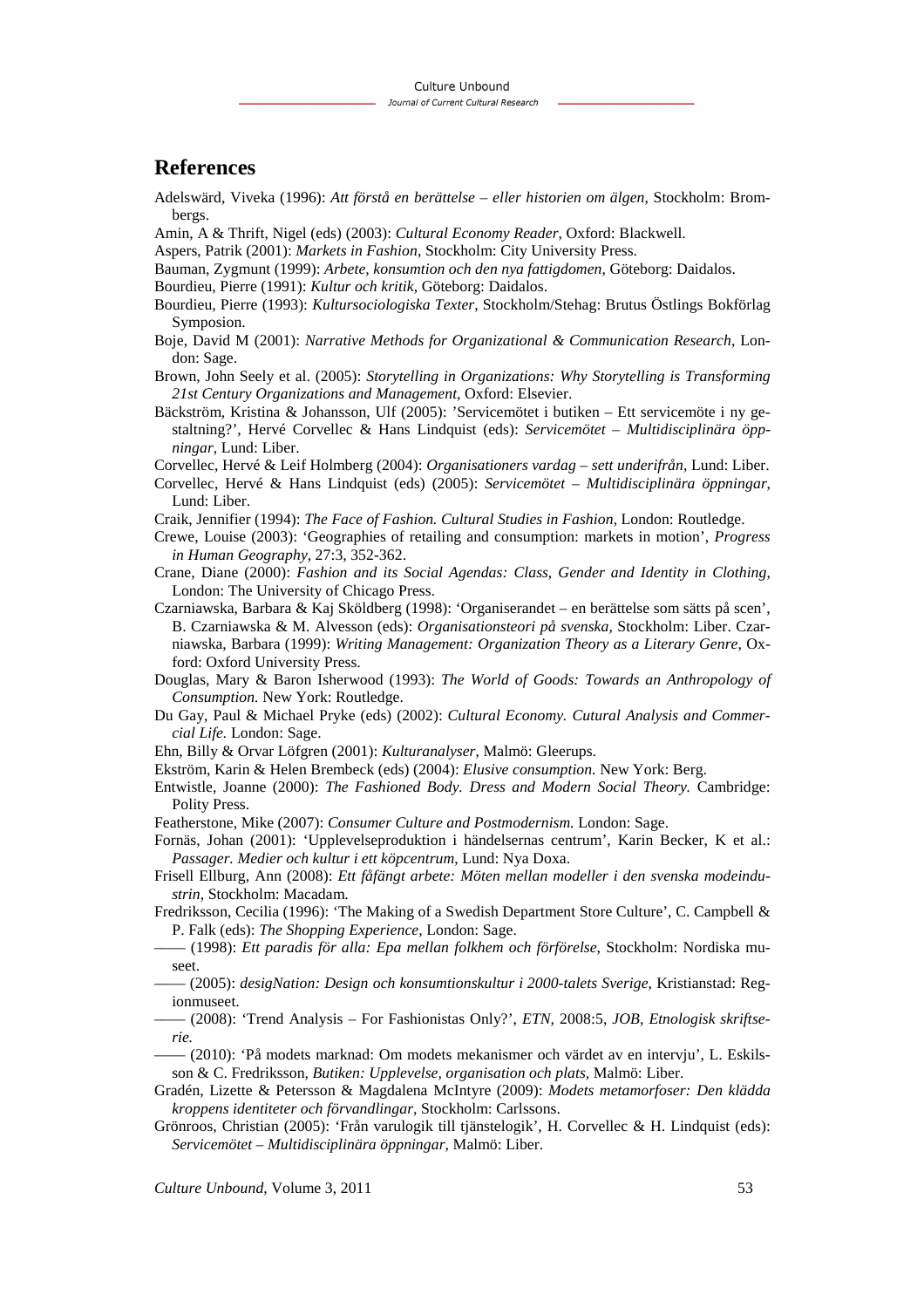## References

Adelswärd, Viveka (1996): *Att förstå en berättelse – eller historien om älgen*, Stockholm: Brombergs.

Amin, A & Thrift, Nigel (eds) (2003): *Cultural Economy Reader*, Oxford: Blackwell.

Aspers, Patrik (2001): *Markets in Fashion*, Stockholm: City University Press.

Bauman, Zygmunt (1999): *Arbete, konsumtion och den nya fattigdomen*, Göteborg: Daidalos.

Bourdieu, Pierre (1991): *Kultur och kritik*, Göteborg: Daidalos.

Bourdieu, Pierre (1993): *Kultursociologiska Texter*, Stockholm/Stehag: Brutus Östlings Bokförlag Symposion.

Boje, David M (2001): *Narrative Methods for Organizational & Communication Research*, London: Sage.

Brown, John Seely et al. (2005): *Storytelling in Organizations: Why Storytelling is Transforming 21st Century Organizations and Management*, Oxford: Elsevier.

Bäckström, Kristina & Johansson, Ulf (2005): 'Servicemötet i butiken – Ett servicemöte i ny gestaltning?', Hervé Corvellec & Hans Lindquist (eds): *Servicemötet – Multidisciplinära öppningar*, Lund: Liber.

Corvellec, Hervé & Leif Holmberg (2004): *Organisationers vardag – sett underifrån*, Lund: Liber.

Corvellec, Hervé & Hans Lindquist (eds) (2005): *Servicemötet – Multidisciplinära öppningar*, Lund: Liber.

Craik, Jennifier (1994): *The Face of Fashion. Cultural Studies in Fashion*, London: Routledge.

Crewe, Louise (2003): 'Geographies of retailing and consumption: markets in motion', *Progress in Human Geography*, 27:3, 352-362.

Crane, Diane (2000): *Fashion and its Social Agendas: Class, Gender and Identity in Clothing*, London: The University of Chicago Press.

Czarniawska, Barbara & Kaj Sköldberg (1998): 'Organiserandet – en berättelse som sätts på scen', B. Czarniawska & M. Alvesson (eds): *Organisationsteori på svenska*, Stockholm: Liber. Czarniawska, Barbara (1999): *Writing Management: Organization Theory as a Literary Genre*, Oxford: Oxford University Press.

Douglas, Mary & Baron Isherwood (1993): *The World of Goods: Towards an Anthropology of Consumption.* New York: Routledge.

Du Gay, Paul & Michael Pryke (eds) (2002): *Cultural Economy. Cutural Analysis and Commercial Life.* London: Sage.

Ehn, Billy & Orvar Löfgren (2001): *Kulturanalyser*, Malmö: Gleerups.

Ekström, Karin & Helen Brembeck (eds) (2004): *Elusive consumption.* New York: Berg.

Entwistle, Joanne (2000): *The Fashioned Body. Dress and Modern Social Theory.* Cambridge: Polity Press.

Featherstone, Mike (2007): *Consumer Culture and Postmodernism.* London: Sage.

Fornäs, Johan (2001): 'Upplevelseproduktion i händelsernas centrum', Karin Becker, K et al.: *Passager. Medier och kultur i ett köpcentrum*, Lund: Nya Doxa.

Frisell Ellburg, Ann (2008): *Ett fåfängt arbete: Möten mellan modeller i den svenska modeindustrin*, Stockholm: Macadam.

Fredriksson, Cecilia (1996): 'The Making of a Swedish Department Store Culture', C. Campbell & P. Falk (eds): *The Shopping Experience*, London: Sage.

—— (1998): *Ett paradis för alla: Epa mellan folkhem och förförelse*, Stockholm: Nordiska museet.

—— (2005): *desigNation: Design och konsumtionskultur i 2000-talets Sverige*, Kristianstad: Regionmuseet.

—— (2008): 'Trend Analysis – For Fashionistas Only?', *ETN*, 2008:5, *JOB, Etnologisk skriftserie.*

—— (2010): 'På modets marknad: Om modets mekanismer och värdet av en intervju', L. Eskilsson & C. Fredriksson, *Butiken: Upplevelse, organisation och plats*, Malmö: Liber.

Gradén, Lizette & Petersson & Magdalena McIntyre (2009): *Modets metamorfoser: Den klädda kroppens identiteter och förvandlingar*, Stockholm: Carlssons.

Grönroos, Christian (2005): 'Från varulogik till tjänstelogik', H. Corvellec & H. Lindquist (eds): *Servicemötet – Multidisciplinära öppningar*, Malmö: Liber.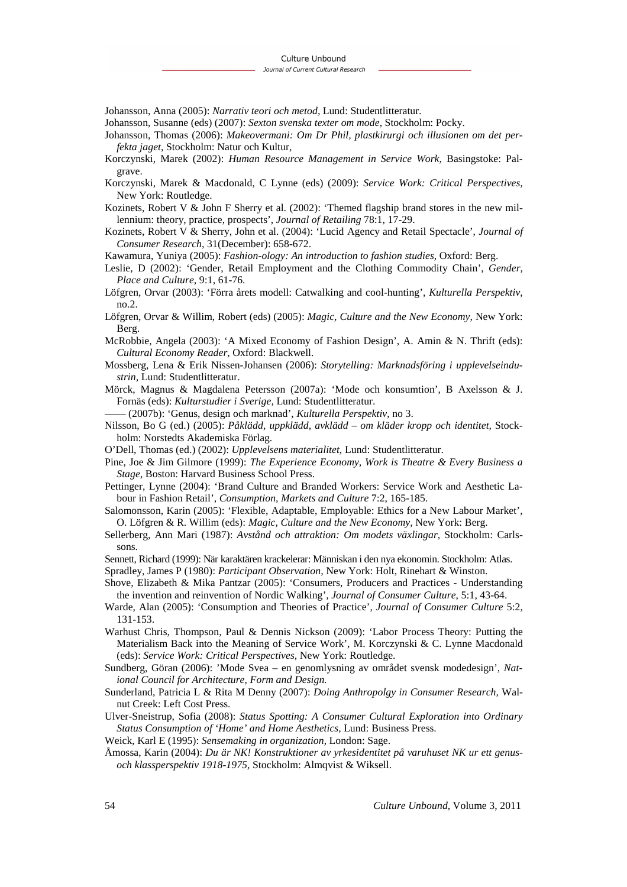Johansson, Anna (2005): *Narrativ teori och metod*, Lund: Studentlitteratur.

Johansson, Susanne (eds) (2007): *Sexton svenska texter om mode*, Stockholm: Pocky.

Johansson, Thomas (2006): *Makeovermani: Om Dr Phil, plastkirurgi och illusionen om det perfekta jaget*, Stockholm: Natur och Kultur,

Korczynski, Marek (2002): *Human Resource Management in Service Work*, Basingstoke: Palgrave.

Korczynski, Marek & Macdonald, C Lynne (eds) (2009): *Service Work: Critical Perspectives*, New York: Routledge.

Kozinets, Robert V & John F Sherry et al. (2002): 'Themed flagship brand stores in the new millennium: theory, practice, prospects', *Journal of Retailing* 78:1, 17-29.

Kozinets, Robert V & Sherry, John et al. (2004): 'Lucid Agency and Retail Spectacle', *Journal of Consumer Research*, 31(December): 658-672.

Kawamura, Yuniya (2005): *Fashion-ology: An introduction to fashion studies*, Oxford: Berg.

Leslie, D (2002): 'Gender, Retail Employment and the Clothing Commodity Chain', *Gender, Place and Culture*, 9:1, 61-76.

Löfgren, Orvar (2003): 'Förra årets modell: Catwalking and cool-hunting', *Kulturella Perspektiv*, no.2.

Löfgren, Orvar & Willim, Robert (eds) (2005): *Magic, Culture and the New Economy*, New York: Berg.

McRobbie, Angela (2003): 'A Mixed Economy of Fashion Design', A. Amin & N. Thrift (eds): *Cultural Economy Reader*, Oxford: Blackwell.

Mossberg, Lena & Erik Nissen-Johansen (2006): *Storytelling: Marknadsföring i upplevelseindustrin*, Lund: Studentlitteratur.

Mörck, Magnus & Magdalena Petersson (2007a): 'Mode och konsumtion', B Axelsson & J. Fornäs (eds): *Kulturstudier i Sverige*, Lund: Studentlitteratur.

—— (2007b): 'Genus, design och marknad', *Kulturella Perspektiv*, no 3.

Nilsson, Bo G (ed.) (2005): *Påklädd, uppklädd, avklädd – om kläder kropp och identitet*, Stockholm: Norstedts Akademiska Förlag.

O'Dell, Thomas (ed.) (2002): *Upplevelsens materialitet*, Lund: Studentlitteratur.

Pine, Joe & Jim Gilmore (1999): *The Experience Economy, Work is Theatre & Every Business a Stage*, Boston: Harvard Business School Press.

Pettinger, Lynne (2004): 'Brand Culture and Branded Workers: Service Work and Aesthetic Labour in Fashion Retail', *Consumption, Markets and Culture* 7:2, 165-185.

Salomonsson, Karin (2005): 'Flexible, Adaptable, Employable: Ethics for a New Labour Market', O. Löfgren & R. Willim (eds): *Magic, Culture and the New Economy*, New York: Berg.

Sellerberg, Ann Mari (1987): *Avstånd och attraktion: Om modets växlingar*, Stockholm: Carlssons.

Sennett, Richard (1999): När karaktären krackelerar: Människan i den nya ekonomin. Stockholm: Atlas.

Spradley, James P (1980): *Participant Observation*, New York: Holt, Rinehart & Winston.

Shove, Elizabeth & Mika Pantzar (2005): 'Consumers, Producers and Practices - Understanding the invention and reinvention of Nordic Walking', *Journal of Consumer Culture*, 5:1, 43-64.

Warde, Alan (2005): 'Consumption and Theories of Practice', *Journal of Consumer Culture* 5:2, 131-153.

Warhust Chris, Thompson, Paul & Dennis Nickson (2009): 'Labor Process Theory: Putting the Materialism Back into the Meaning of Service Work', M. Korczynski & C. Lynne Macdonald (eds): *Service Work: Critical Perspectives*, New York: Routledge.

Sundberg, Göran (2006): 'Mode Svea – en genomlysning av området svensk modedesign', *National Council for Architecture, Form and Design.*

Sunderland, Patricia L & Rita M Denny (2007): *Doing Anthropolgy in Consumer Research*, Walnut Creek: Left Cost Press.

Ulver-Sneistrup, Sofia (2008): *Status Spotting: A Consumer Cultural Exploration into Ordinary Status Consumption of 'Home' and Home Aesthetics*, Lund: Business Press.

Weick, Karl E (1995): *Sensemaking in organization*, London: Sage.

Åmossa, Karin (2004): *Du är NK! Konstruktioner av yrkesidentitet på varuhuset NK ur ett genus- och klassperspektiv 1918-1975*, Stockholm: Almqvist & Wiksell.